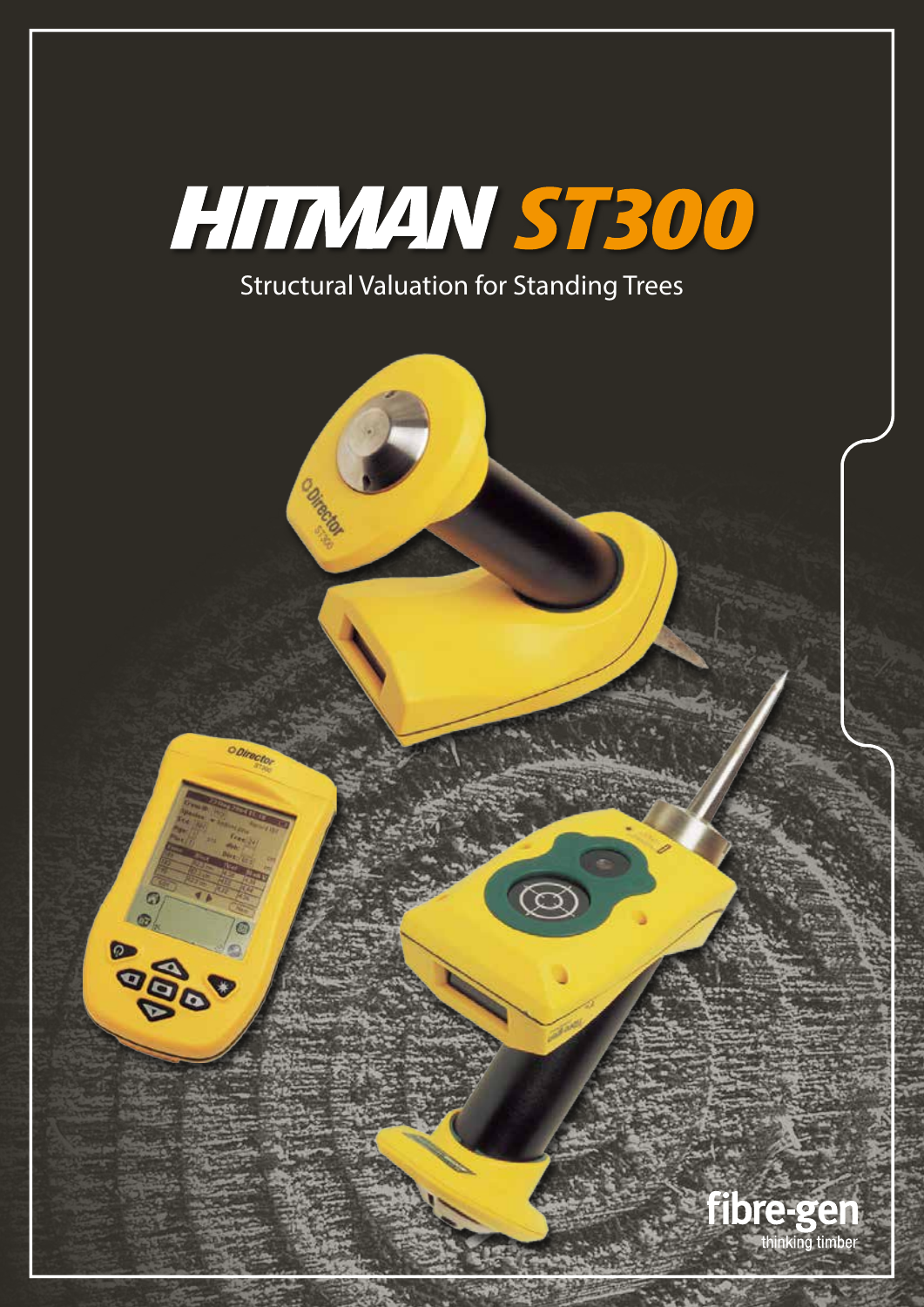# HITMAN ST300

Structural Valuation for Standing Trees

fibre-gen

thinking timber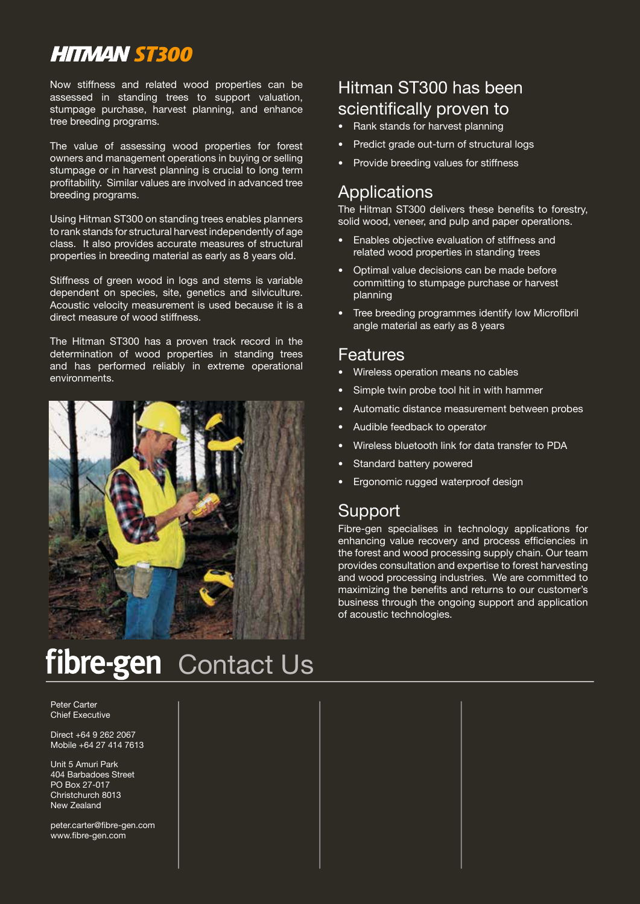# HITMAN ST300

Now stiffness and related wood properties can be assessed in standing trees to support valuation, stumpage purchase, harvest planning, and enhance tree breeding programs.

The value of assessing wood properties for forest owners and management operations in buying or selling stumpage or in harvest planning is crucial to long term profitability. Similar values are involved in advanced tree breeding programs.

Using Hitman ST300 on standing trees enables planners to rank stands for structural harvest independently of age class. It also provides accurate measures of structural properties in breeding material as early as 8 years old.

Stiffness of green wood in logs and stems is variable dependent on species, site, genetics and silviculture. Acoustic velocity measurement is used because it is a direct measure of wood stiffness.

The Hitman ST300 has a proven track record in the determination of wood properties in standing trees and has performed reliably in extreme operational environments.

## Hitman ST300 has been scientifically proven to

- Rank stands for harvest planning
- Predict grade out-turn of structural logs
- Provide breeding values for stiffness

## Applications

The Hitman ST300 delivers these benefits to forestry, solid wood, veneer, and pulp and paper operations.

- Enables objective evaluation of stiffness and related wood properties in standing trees
- Optimal value decisions can be made before committing to stumpage purchase or harvest planning
- Tree breeding programmes identify low Microfibril angle material as early as 8 years

## Features

- Wireless operation means no cables
- Simple twin probe tool hit in with hammer
- Automatic distance measurement between probes
- Audible feedback to operator
- Wireless bluetooth link for data transfer to PDA
- Standard battery powered
- Ergonomic rugged waterproof design

## Support

Fibre-gen specialises in technology applications for enhancing value recovery and process efficiencies in the forest and wood processing supply chain. Our team provides consultation and expertise to forest harvesting and wood processing industries. We are committed to maximizing the benefits and returns to our customer's business through the ongoing support and application of acoustic technologies.

# fibre-gen Contact Us

Peter Carter
Chief Executive

Direct +64 9 262 2067
Mobile +64 27 414 7613

Unit 5 Amuri Park
404 Barbadoes Street
PO Box 27-017
Christchurch 8013
New Zealand

peter.carter@fibre-gen.com
www.fibre-gen.com